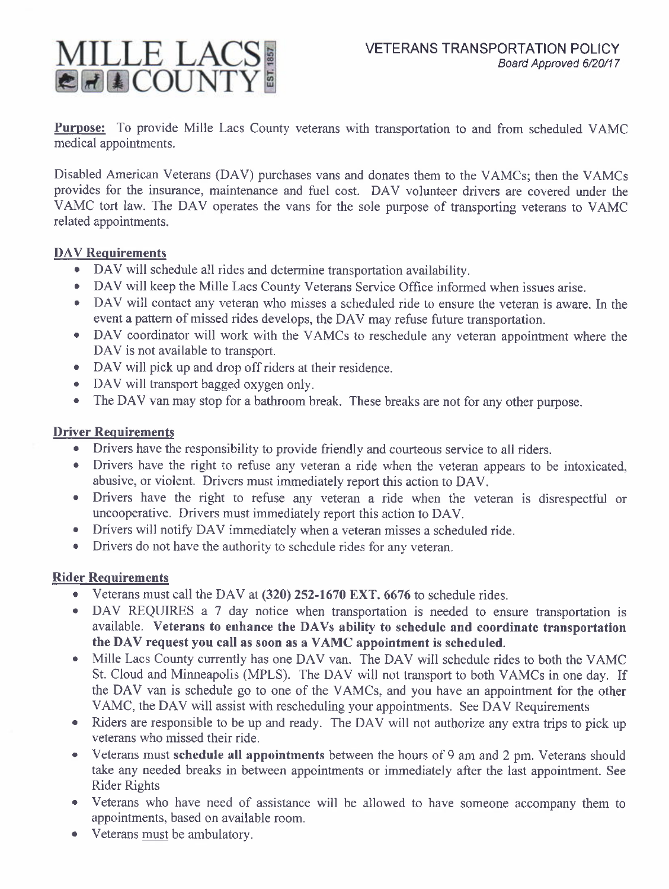# MILLE LACS COUNTY

**VETERANS TRANSPORTATION POLICY**
*Board Approved 6/20/17*

**Purpose:** To provide Mille Lacs County veterans with transportation to and from scheduled VAMC medical appointments.

Disabled American Veterans (DAV) purchases vans and donates them to the VAMCs; then the VAMCs provides for the insurance, maintenance and fuel cost. DAV volunteer drivers are covered under the VAMC tort law. The DAV operates the vans for the sole purpose of transporting veterans to VAMC related appointments.

## DAV Requirements

- DAV will schedule all rides and determine transportation availability.
- DAV will keep the Mille Lacs County Veterans Service Office informed when issues arise.
- DAV will contact any veteran who misses a scheduled ride to ensure the veteran is aware. In the event a pattern of missed rides develops, the DAV may refuse future transportation.
- DAV coordinator will work with the VAMCs to reschedule any veteran appointment where the DAV is not available to transport.
- DAV will pick up and drop off riders at their residence.
- DAV will transport bagged oxygen only.
- The DAV van may stop for a bathroom break. These breaks are not for any other purpose.

## Driver Requirements

- Drivers have the responsibility to provide friendly and courteous service to all riders.
- Drivers have the right to refuse any veteran a ride when the veteran appears to be intoxicated, abusive, or violent. Drivers must immediately report this action to DAV.
- Drivers have the right to refuse any veteran a ride when the veteran is disrespectful or uncooperative. Drivers must immediately report this action to DAV.
- Drivers will notify DAV immediately when a veteran misses a scheduled ride.
- Drivers do not have the authority to schedule rides for any veteran.

## Rider Requirements

- Veterans must call the DAV at **(320) 252-1670 EXT. 6676** to schedule rides.
- DAV REQUIRES a 7 day notice when transportation is needed to ensure transportation is available. **Veterans to enhance the DAVs ability to schedule and coordinate transportation the DAV request you call as soon as a VAMC appointment is scheduled.**
- Mille Lacs County currently has one DAV van. The DAV will schedule rides to both the VAMC St. Cloud and Minneapolis (MPLS). The DAV will not transport to both VAMCs in one day. If the DAV van is schedule go to one of the VAMCs, and you have an appointment for the other VAMC, the DAV will assist with rescheduling your appointments. See DAV Requirements
- Riders are responsible to be up and ready. The DAV will not authorize any extra trips to pick up veterans who missed their ride.
- Veterans must **schedule all appointments** between the hours of 9 am and 2 pm. Veterans should take any needed breaks in between appointments or immediately after the last appointment. See Rider Rights
- Veterans who have need of assistance will be allowed to have someone accompany them to appointments, based on available room.
- Veterans <u>must</u> be ambulatory.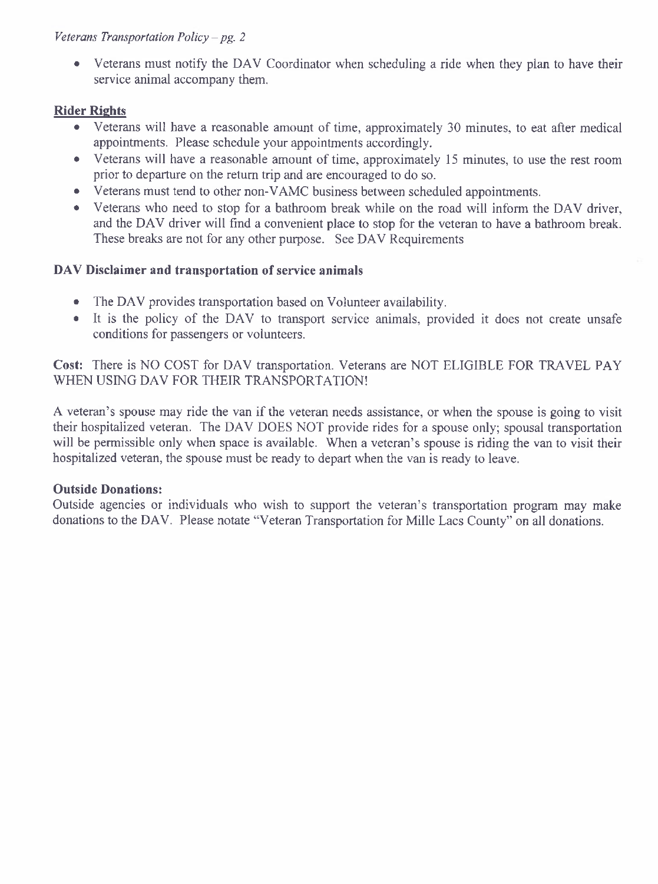- Veterans must notify the DAV Coordinator when scheduling a ride when they plan to have their service animal accompany them.

## Rider Rights

- Veterans will have a reasonable amount of time, approximately 30 minutes, to eat after medical appointments. Please schedule your appointments accordingly.
- Veterans will have a reasonable amount of time, approximately 15 minutes, to use the rest room prior to departure on the return trip and are encouraged to do so.
- Veterans must tend to other non-VAMC business between scheduled appointments.
- Veterans who need to stop for a bathroom break while on the road will inform the DAV driver, and the DAV driver will find a convenient place to stop for the veteran to have a bathroom break. These breaks are not for any other purpose. See DAV Requirements

## DAV Disclaimer and transportation of service animals

- The DAV provides transportation based on Volunteer availability.
- It is the policy of the DAV to transport service animals, provided it does not create unsafe conditions for passengers or volunteers.

**Cost:** There is NO COST for DAV transportation. Veterans are NOT ELIGIBLE FOR TRAVEL PAY WHEN USING DAV FOR THEIR TRANSPORTATION!

A veteran's spouse may ride the van if the veteran needs assistance, or when the spouse is going to visit their hospitalized veteran. The DAV DOES NOT provide rides for a spouse only; spousal transportation will be permissible only when space is available. When a veteran's spouse is riding the van to visit their hospitalized veteran, the spouse must be ready to depart when the van is ready to leave.

**Outside Donations:**

Outside agencies or individuals who wish to support the veteran's transportation program may make donations to the DAV. Please notate "Veteran Transportation for Mille Lacs County" on all donations.